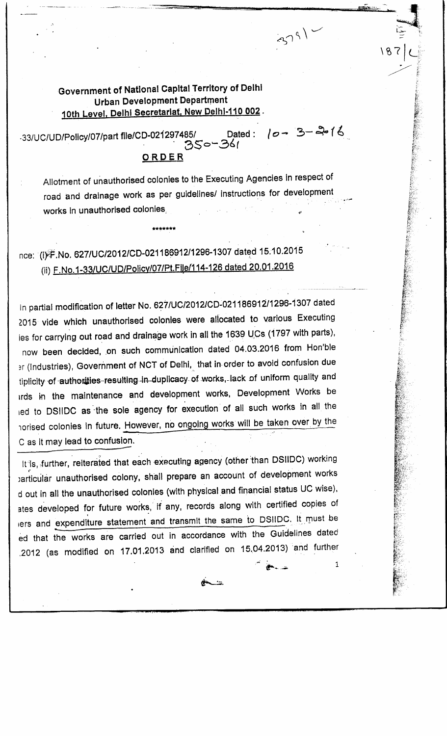3791

187/C

**Government of National Capital Territory of Delhi**
**Urban Development Department**
**10th Level, Delhi Secretariat, New Delhi-110 002.**

-33/UC/UD/Policy/07/part file/CD-021297485/ 350-361 Dated : 10-3-2016

## ORDER

Allotment of unauthorised colonies to the Executing Agencies in respect of road and drainage work as per guidelines/ instructions for development works in unauthorised colonies.

\*\*\*\*\*\*\*

nce: (i) F.No. 627/UC/2012/CD-021186912/1296-1307 dated 15.10.2015
(ii) F.No.1-33/UC/UD/Policy/07/Pt.File/114-126 dated 20.01.2016

In partial modification of letter No. 627/UC/2012/CD-021186912/1296-1307 dated 2015 vide which unauthorised colonies were allocated to various Executing ies for carrying out road and drainage work in all the 1639 UCs (1797 with parts), now been decided, on such communication dated 04.03.2016 from Hon'ble ɪr (Industries), Government of NCT of Delhi, that in order to avoid confusion due tiplicity of authorities resulting in duplicacy of works, lack of uniform quality and ırds in the maintenance and development works, Development Works be ıed to DSIIDC as the sole agency for execution of all such works in all the ıorised colonies in future. However, no ongoing works will be taken over by the C as it may lead to confusion.

It is, further, reiterated that each executing agency (other than DSIIDC) working particular unauthorised colony, shall prepare an account of development works d out in all the unauthorised colonies (with physical and financial status UC wide), ates developed for future works, if any, records along with certified copies of ıers and expenditure statement and transmit the same to DSIIDC. It must be ed that the works are carried out in accordance with the Guidelines dated .2012 (as modified on 17.01.2013 and clarified on 15.04.2013) and further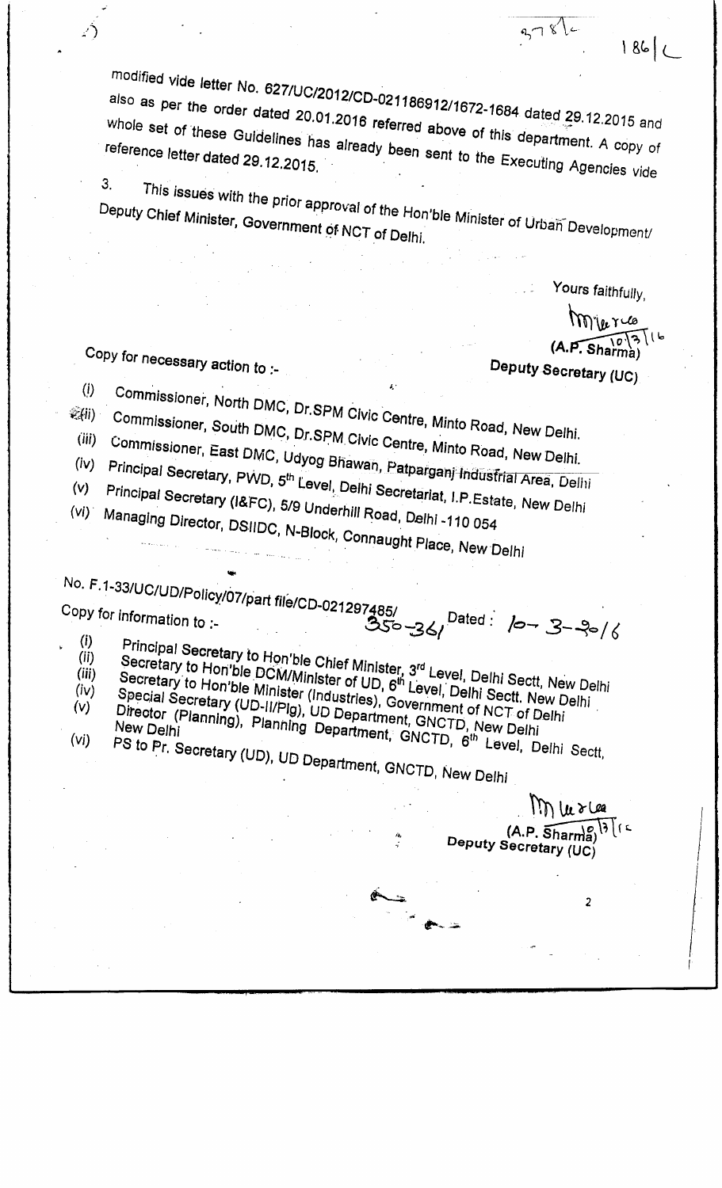modified vide letter No. 627/UC/2012/CD-021186912/1672-1684 dated 29.12.2015 and also as per the order dated 20.01.2016 referred above of this department. A copy of whole set of these Guidelines has already been sent to the Executing Agencies vide reference letter dated 29.12.2015.

3. This issues with the prior approval of the Hon'ble Minister of Urban Development/ Deputy Chief Minister, Government of NCT of Delhi.

Yours faithfully,

(A.P. Sharma)
Deputy Secretary (UC)

Copy for necessary action to :-

(i) Commissioner, North DMC, Dr.SPM Civic Centre, Minto Road, New Delhi.
(ii) Commissioner, South DMC, Dr.SPM Civic Centre, Minto Road, New Delhi.
(iii) Commissioner, East DMC, Udyog Bhawan, Patparganj Industrial Area, Delhi
(iv) Principal Secretary, PWD, 5th Level, Delhi Secretariat, I.P.Estate, New Delhi
(v) Principal Secretary (I&FC), 5/9 Underhill Road, Delhi -110 054
(vi) Managing Director, DSIIDC, N-Block, Connaught Place, New Delhi

No. F.1-33/UC/UD/Policy/07/part file/CD-021297485/ 350-361 Dated : 10-3-2016

Copy for information to :-

(i) Principal Secretary to Hon'ble Chief Minister, 3rd Level, Delhi Sectt, New Delhi
(ii) Secretary to Hon'ble DCM/Minister of UD, 6th Level, Delhi Sectt. New Delhi
(iii) Secretary to Hon'ble Minister (Industries), Government of NCT of Delhi
(iv) Special Secretary (UD-II/Plg), UD Department, GNCTD, New Delhi
(v) Director (Planning), Planning Department, GNCTD, 6th Level, Delhi Sectt, New Delhi
(vi) PS to Pr. Secretary (UD), UD Department, GNCTD, New Delhi

(A.P. Sharma)
Deputy Secretary (UC)